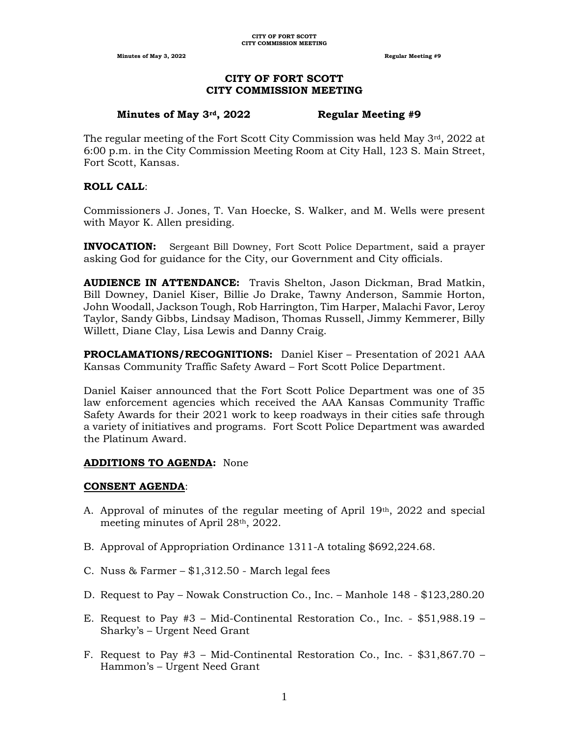# CITY OF FORT SCOTT
# CITY COMMISSION MEETING

**Minutes of May 3rd, 2022 Regular Meeting #9**

The regular meeting of the Fort Scott City Commission was held May 3rd, 2022 at 6:00 p.m. in the City Commission Meeting Room at City Hall, 123 S. Main Street, Fort Scott, Kansas.

**ROLL CALL**:

Commissioners J. Jones, T. Van Hoecke, S. Walker, and M. Wells were present with Mayor K. Allen presiding.

**INVOCATION:** Sergeant Bill Downey, Fort Scott Police Department, said a prayer asking God for guidance for the City, our Government and City officials.

**AUDIENCE IN ATTENDANCE:** Travis Shelton, Jason Dickman, Brad Matkin, Bill Downey, Daniel Kiser, Billie Jo Drake, Tawny Anderson, Sammie Horton, John Woodall, Jackson Tough, Rob Harrington, Tim Harper, Malachi Favor, Leroy Taylor, Sandy Gibbs, Lindsay Madison, Thomas Russell, Jimmy Kemmerer, Billy Willett, Diane Clay, Lisa Lewis and Danny Craig.

**PROCLAMATIONS/RECOGNITIONS:** Daniel Kiser – Presentation of 2021 AAA Kansas Community Traffic Safety Award – Fort Scott Police Department.

Daniel Kaiser announced that the Fort Scott Police Department was one of 35 law enforcement agencies which received the AAA Kansas Community Traffic Safety Awards for their 2021 work to keep roadways in their cities safe through a variety of initiatives and programs. Fort Scott Police Department was awarded the Platinum Award.

**ADDITIONS TO AGENDA:** None

**CONSENT AGENDA**:

A. Approval of minutes of the regular meeting of April 19th, 2022 and special meeting minutes of April 28th, 2022.

B. Approval of Appropriation Ordinance 1311-A totaling $692,224.68.

C. Nuss & Farmer – $1,312.50 - March legal fees

D. Request to Pay – Nowak Construction Co., Inc. – Manhole 148 - $123,280.20

E. Request to Pay #3 – Mid-Continental Restoration Co., Inc. - $51,988.19 – Sharky's – Urgent Need Grant

F. Request to Pay #3 – Mid-Continental Restoration Co., Inc. - $31,867.70 – Hammon's – Urgent Need Grant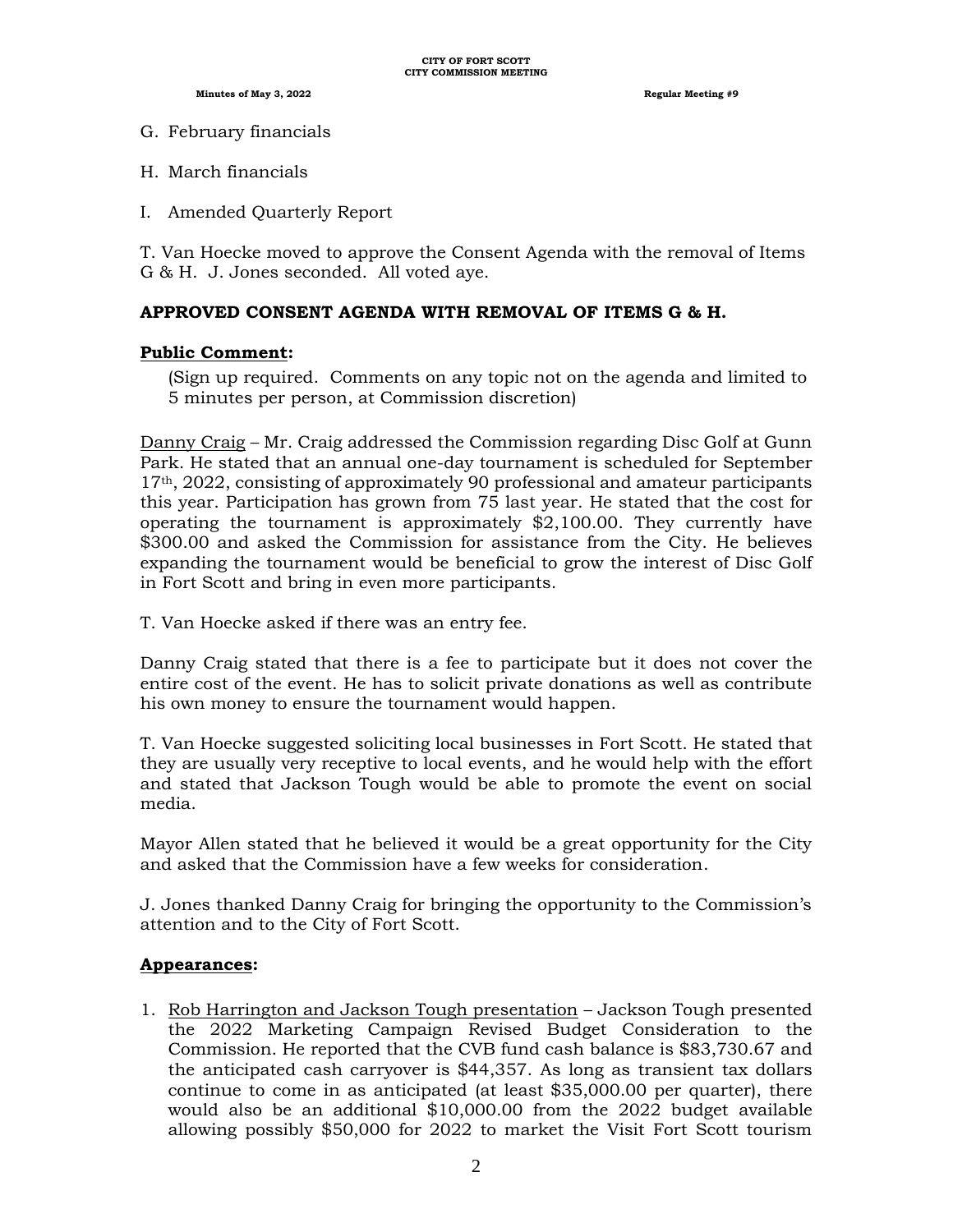G. February financials

H. March financials

I. Amended Quarterly Report

T. Van Hoecke moved to approve the Consent Agenda with the removal of Items G & H. J. Jones seconded. All voted aye.

**APPROVED CONSENT AGENDA WITH REMOVAL OF ITEMS G & H.**

**Public Comment:**

(Sign up required. Comments on any topic not on the agenda and limited to 5 minutes per person, at Commission discretion)

Danny Craig – Mr. Craig addressed the Commission regarding Disc Golf at Gunn Park. He stated that an annual one-day tournament is scheduled for September 17th, 2022, consisting of approximately 90 professional and amateur participants this year. Participation has grown from 75 last year. He stated that the cost for operating the tournament is approximately $2,100.00. They currently have $300.00 and asked the Commission for assistance from the City. He believes expanding the tournament would be beneficial to grow the interest of Disc Golf in Fort Scott and bring in even more participants.

T. Van Hoecke asked if there was an entry fee.

Danny Craig stated that there is a fee to participate but it does not cover the entire cost of the event. He has to solicit private donations as well as contribute his own money to ensure the tournament would happen.

T. Van Hoecke suggested soliciting local businesses in Fort Scott. He stated that they are usually very receptive to local events, and he would help with the effort and stated that Jackson Tough would be able to promote the event on social media.

Mayor Allen stated that he believed it would be a great opportunity for the City and asked that the Commission have a few weeks for consideration.

J. Jones thanked Danny Craig for bringing the opportunity to the Commission's attention and to the City of Fort Scott.

**Appearances:**

1. Rob Harrington and Jackson Tough presentation – Jackson Tough presented the 2022 Marketing Campaign Revised Budget Consideration to the Commission. He reported that the CVB fund cash balance is $83,730.67 and the anticipated cash carryover is $44,357. As long as transient tax dollars continue to come in as anticipated (at least $35,000.00 per quarter), there would also be an additional $10,000.00 from the 2022 budget available allowing possibly $50,000 for 2022 to market the Visit Fort Scott tourism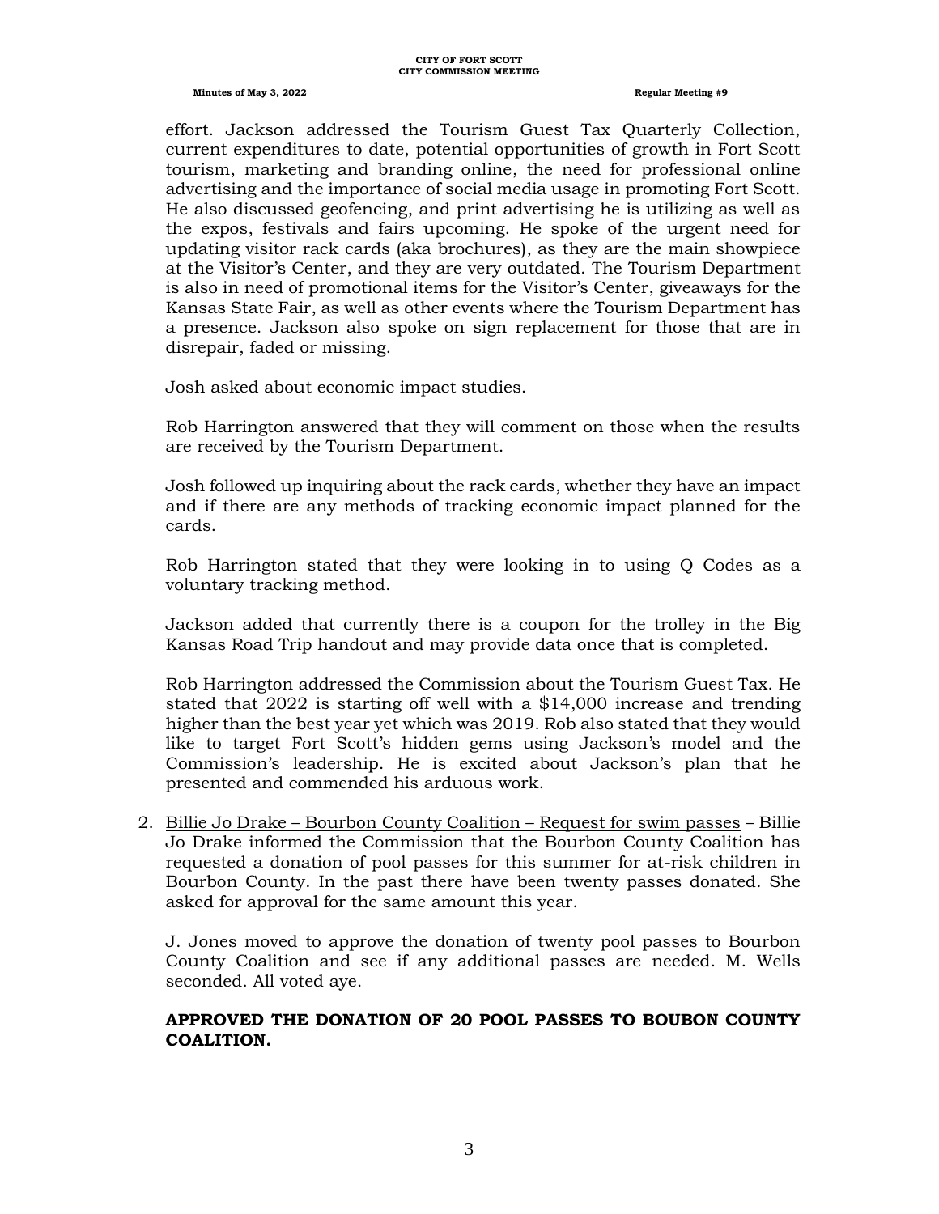effort. Jackson addressed the Tourism Guest Tax Quarterly Collection, current expenditures to date, potential opportunities of growth in Fort Scott tourism, marketing and branding online, the need for professional online advertising and the importance of social media usage in promoting Fort Scott. He also discussed geofencing, and print advertising he is utilizing as well as the expos, festivals and fairs upcoming. He spoke of the urgent need for updating visitor rack cards (aka brochures), as they are the main showpiece at the Visitor's Center, and they are very outdated. The Tourism Department is also in need of promotional items for the Visitor's Center, giveaways for the Kansas State Fair, as well as other events where the Tourism Department has a presence. Jackson also spoke on sign replacement for those that are in disrepair, faded or missing.

Josh asked about economic impact studies.

Rob Harrington answered that they will comment on those when the results are received by the Tourism Department.

Josh followed up inquiring about the rack cards, whether they have an impact and if there are any methods of tracking economic impact planned for the cards.

Rob Harrington stated that they were looking in to using Q Codes as a voluntary tracking method.

Jackson added that currently there is a coupon for the trolley in the Big Kansas Road Trip handout and may provide data once that is completed.

Rob Harrington addressed the Commission about the Tourism Guest Tax. He stated that 2022 is starting off well with a $14,000 increase and trending higher than the best year yet which was 2019. Rob also stated that they would like to target Fort Scott's hidden gems using Jackson's model and the Commission's leadership. He is excited about Jackson's plan that he presented and commended his arduous work.

2. Billie Jo Drake – Bourbon County Coalition – Request for swim passes – Billie Jo Drake informed the Commission that the Bourbon County Coalition has requested a donation of pool passes for this summer for at-risk children in Bourbon County. In the past there have been twenty passes donated. She asked for approval for the same amount this year.

   J. Jones moved to approve the donation of twenty pool passes to Bourbon County Coalition and see if any additional passes are needed. M. Wells seconded. All voted aye.

   **APPROVED THE DONATION OF 20 POOL PASSES TO BOUBON COUNTY COALITION.**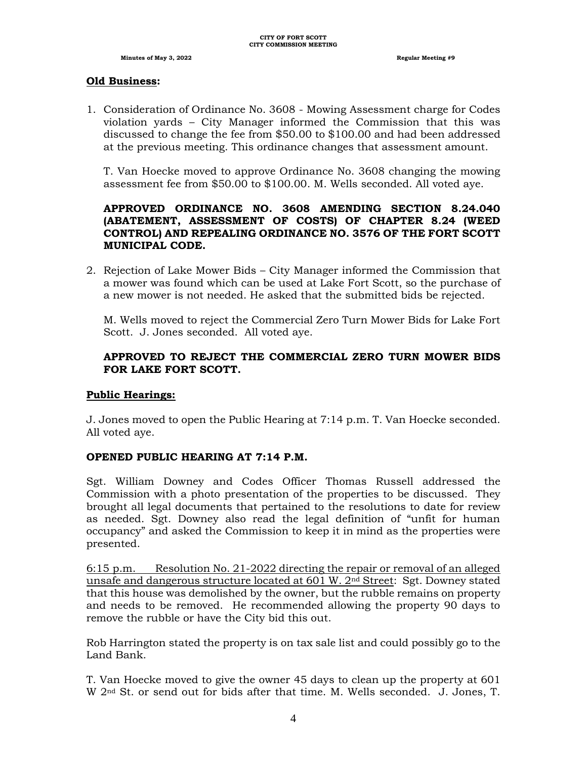**Old Business:**

1. Consideration of Ordinance No. 3608 - Mowing Assessment charge for Codes violation yards – City Manager informed the Commission that this was discussed to change the fee from $50.00 to $100.00 and had been addressed at the previous meeting. This ordinance changes that assessment amount.

   T. Van Hoecke moved to approve Ordinance No. 3608 changing the mowing assessment fee from $50.00 to $100.00. M. Wells seconded. All voted aye.

   **APPROVED ORDINANCE NO. 3608 AMENDING SECTION 8.24.040 (ABATEMENT, ASSESSMENT OF COSTS) OF CHAPTER 8.24 (WEED CONTROL) AND REPEALING ORDINANCE NO. 3576 OF THE FORT SCOTT MUNICIPAL CODE.**

2. Rejection of Lake Mower Bids – City Manager informed the Commission that a mower was found which can be used at Lake Fort Scott, so the purchase of a new mower is not needed. He asked that the submitted bids be rejected.

   M. Wells moved to reject the Commercial Zero Turn Mower Bids for Lake Fort Scott. J. Jones seconded. All voted aye.

   **APPROVED TO REJECT THE COMMERCIAL ZERO TURN MOWER BIDS FOR LAKE FORT SCOTT.**

**Public Hearings:**

J. Jones moved to open the Public Hearing at 7:14 p.m. T. Van Hoecke seconded. All voted aye.

**OPENED PUBLIC HEARING AT 7:14 P.M.**

Sgt. William Downey and Codes Officer Thomas Russell addressed the Commission with a photo presentation of the properties to be discussed. They brought all legal documents that pertained to the resolutions to date for review as needed. Sgt. Downey also read the legal definition of "unfit for human occupancy" and asked the Commission to keep it in mind as the properties were presented.

6:15 p.m. Resolution No. 21-2022 directing the repair or removal of an alleged unsafe and dangerous structure located at 601 W. 2nd Street: Sgt. Downey stated that this house was demolished by the owner, but the rubble remains on property and needs to be removed. He recommended allowing the property 90 days to remove the rubble or have the City bid this out.

Rob Harrington stated the property is on tax sale list and could possibly go to the Land Bank.

T. Van Hoecke moved to give the owner 45 days to clean up the property at 601 W 2nd St. or send out for bids after that time. M. Wells seconded. J. Jones, T.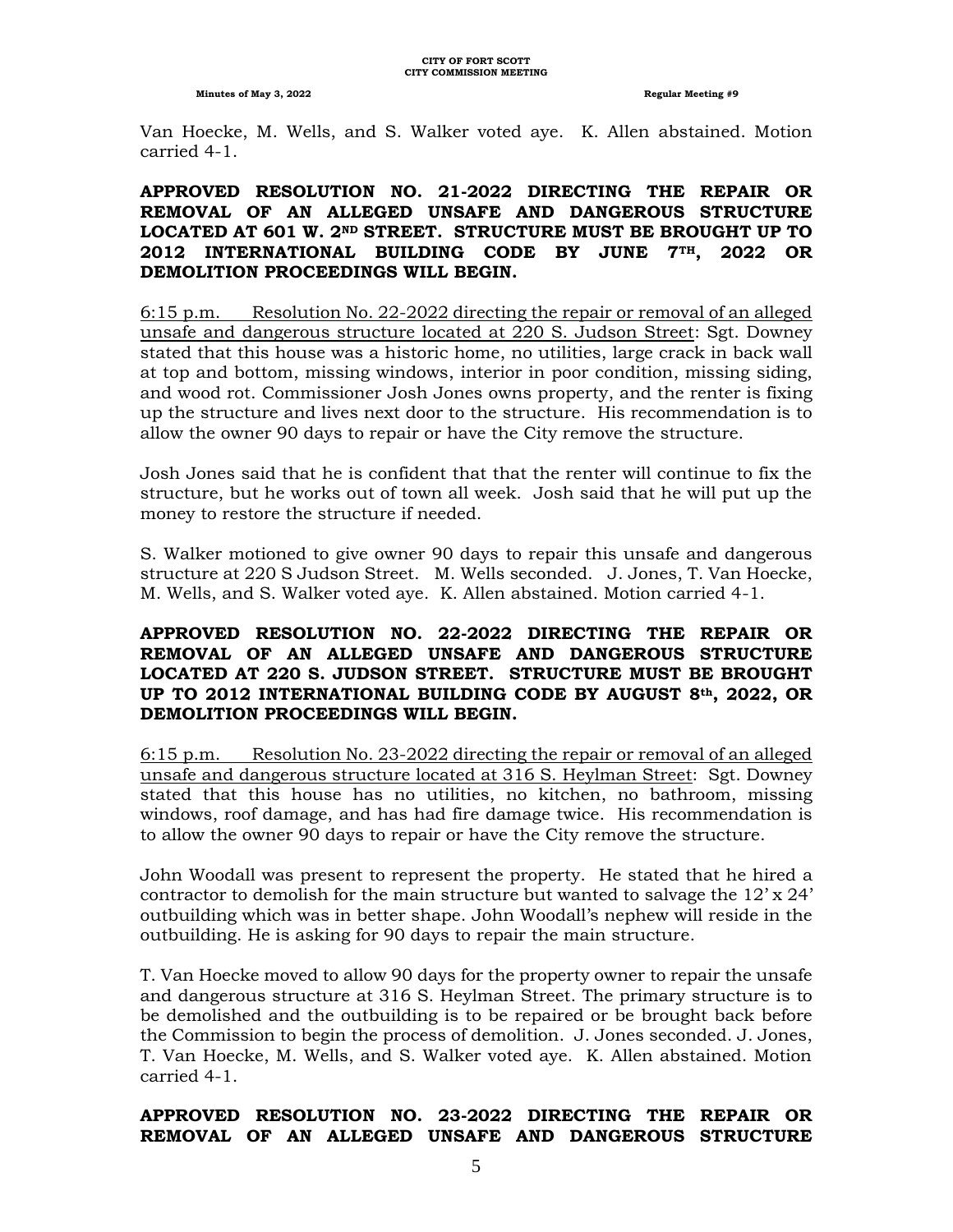Van Hoecke, M. Wells, and S. Walker voted aye. K. Allen abstained. Motion carried 4-1.

**APPROVED RESOLUTION NO. 21-2022 DIRECTING THE REPAIR OR REMOVAL OF AN ALLEGED UNSAFE AND DANGEROUS STRUCTURE LOCATED AT 601 W. 2ND STREET. STRUCTURE MUST BE BROUGHT UP TO 2012 INTERNATIONAL BUILDING CODE BY JUNE 7TH, 2022 OR DEMOLITION PROCEEDINGS WILL BEGIN.**

6:15 p.m. Resolution No. 22-2022 directing the repair or removal of an alleged unsafe and dangerous structure located at 220 S. Judson Street: Sgt. Downey stated that this house was a historic home, no utilities, large crack in back wall at top and bottom, missing windows, interior in poor condition, missing siding, and wood rot. Commissioner Josh Jones owns property, and the renter is fixing up the structure and lives next door to the structure. His recommendation is to allow the owner 90 days to repair or have the City remove the structure.

Josh Jones said that he is confident that that the renter will continue to fix the structure, but he works out of town all week. Josh said that he will put up the money to restore the structure if needed.

S. Walker motioned to give owner 90 days to repair this unsafe and dangerous structure at 220 S Judson Street. M. Wells seconded. J. Jones, T. Van Hoecke, M. Wells, and S. Walker voted aye. K. Allen abstained. Motion carried 4-1.

**APPROVED RESOLUTION NO. 22-2022 DIRECTING THE REPAIR OR REMOVAL OF AN ALLEGED UNSAFE AND DANGEROUS STRUCTURE LOCATED AT 220 S. JUDSON STREET. STRUCTURE MUST BE BROUGHT UP TO 2012 INTERNATIONAL BUILDING CODE BY AUGUST 8th, 2022, OR DEMOLITION PROCEEDINGS WILL BEGIN.**

6:15 p.m. Resolution No. 23-2022 directing the repair or removal of an alleged unsafe and dangerous structure located at 316 S. Heylman Street: Sgt. Downey stated that this house has no utilities, no kitchen, no bathroom, missing windows, roof damage, and has had fire damage twice. His recommendation is to allow the owner 90 days to repair or have the City remove the structure.

John Woodall was present to represent the property. He stated that he hired a contractor to demolish for the main structure but wanted to salvage the 12' x 24' outbuilding which was in better shape. John Woodall's nephew will reside in the outbuilding. He is asking for 90 days to repair the main structure.

T. Van Hoecke moved to allow 90 days for the property owner to repair the unsafe and dangerous structure at 316 S. Heylman Street. The primary structure is to be demolished and the outbuilding is to be repaired or be brought back before the Commission to begin the process of demolition. J. Jones seconded. J. Jones, T. Van Hoecke, M. Wells, and S. Walker voted aye. K. Allen abstained. Motion carried 4-1.

**APPROVED RESOLUTION NO. 23-2022 DIRECTING THE REPAIR OR REMOVAL OF AN ALLEGED UNSAFE AND DANGEROUS STRUCTURE**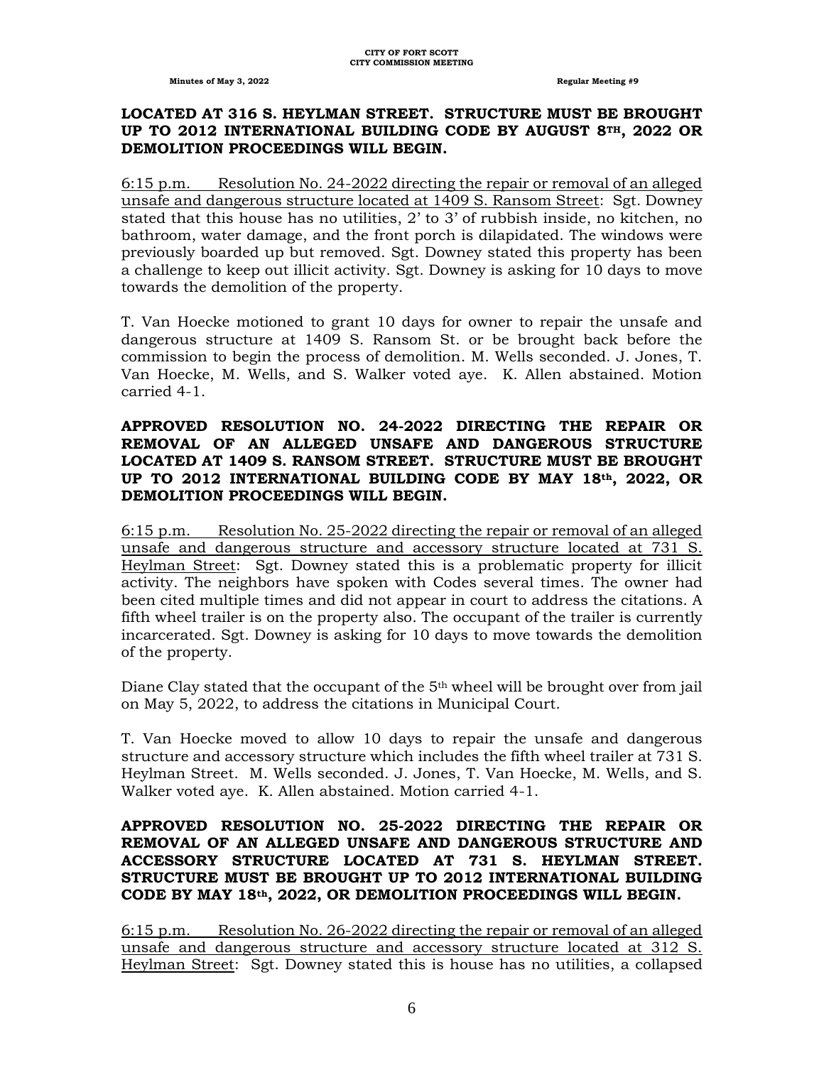**LOCATED AT 316 S. HEYLMAN STREET. STRUCTURE MUST BE BROUGHT UP TO 2012 INTERNATIONAL BUILDING CODE BY AUGUST 8TH, 2022 OR DEMOLITION PROCEEDINGS WILL BEGIN.**

6:15 p.m. Resolution No. 24-2022 directing the repair or removal of an alleged unsafe and dangerous structure located at 1409 S. Ransom Street: Sgt. Downey stated that this house has no utilities, 2' to 3' of rubbish inside, no kitchen, no bathroom, water damage, and the front porch is dilapidated. The windows were previously boarded up but removed. Sgt. Downey stated this property has been a challenge to keep out illicit activity. Sgt. Downey is asking for 10 days to move towards the demolition of the property.

T. Van Hoecke motioned to grant 10 days for owner to repair the unsafe and dangerous structure at 1409 S. Ransom St. or be brought back before the commission to begin the process of demolition. M. Wells seconded. J. Jones, T. Van Hoecke, M. Wells, and S. Walker voted aye. K. Allen abstained. Motion carried 4-1.

**APPROVED RESOLUTION NO. 24-2022 DIRECTING THE REPAIR OR REMOVAL OF AN ALLEGED UNSAFE AND DANGEROUS STRUCTURE LOCATED AT 1409 S. RANSOM STREET. STRUCTURE MUST BE BROUGHT UP TO 2012 INTERNATIONAL BUILDING CODE BY MAY 18th, 2022, OR DEMOLITION PROCEEDINGS WILL BEGIN.**

6:15 p.m. Resolution No. 25-2022 directing the repair or removal of an alleged unsafe and dangerous structure and accessory structure located at 731 S. Heylman Street: Sgt. Downey stated this is a problematic property for illicit activity. The neighbors have spoken with Codes several times. The owner had been cited multiple times and did not appear in court to address the citations. A fifth wheel trailer is on the property also. The occupant of the trailer is currently incarcerated. Sgt. Downey is asking for 10 days to move towards the demolition of the property.

Diane Clay stated that the occupant of the 5th wheel will be brought over from jail on May 5, 2022, to address the citations in Municipal Court.

T. Van Hoecke moved to allow 10 days to repair the unsafe and dangerous structure and accessory structure which includes the fifth wheel trailer at 731 S. Heylman Street. M. Wells seconded. J. Jones, T. Van Hoecke, M. Wells, and S. Walker voted aye. K. Allen abstained. Motion carried 4-1.

**APPROVED RESOLUTION NO. 25-2022 DIRECTING THE REPAIR OR REMOVAL OF AN ALLEGED UNSAFE AND DANGEROUS STRUCTURE AND ACCESSORY STRUCTURE LOCATED AT 731 S. HEYLMAN STREET. STRUCTURE MUST BE BROUGHT UP TO 2012 INTERNATIONAL BUILDING CODE BY MAY 18th, 2022, OR DEMOLITION PROCEEDINGS WILL BEGIN.**

6:15 p.m. Resolution No. 26-2022 directing the repair or removal of an alleged unsafe and dangerous structure and accessory structure located at 312 S. Heylman Street: Sgt. Downey stated this is house has no utilities, a collapsed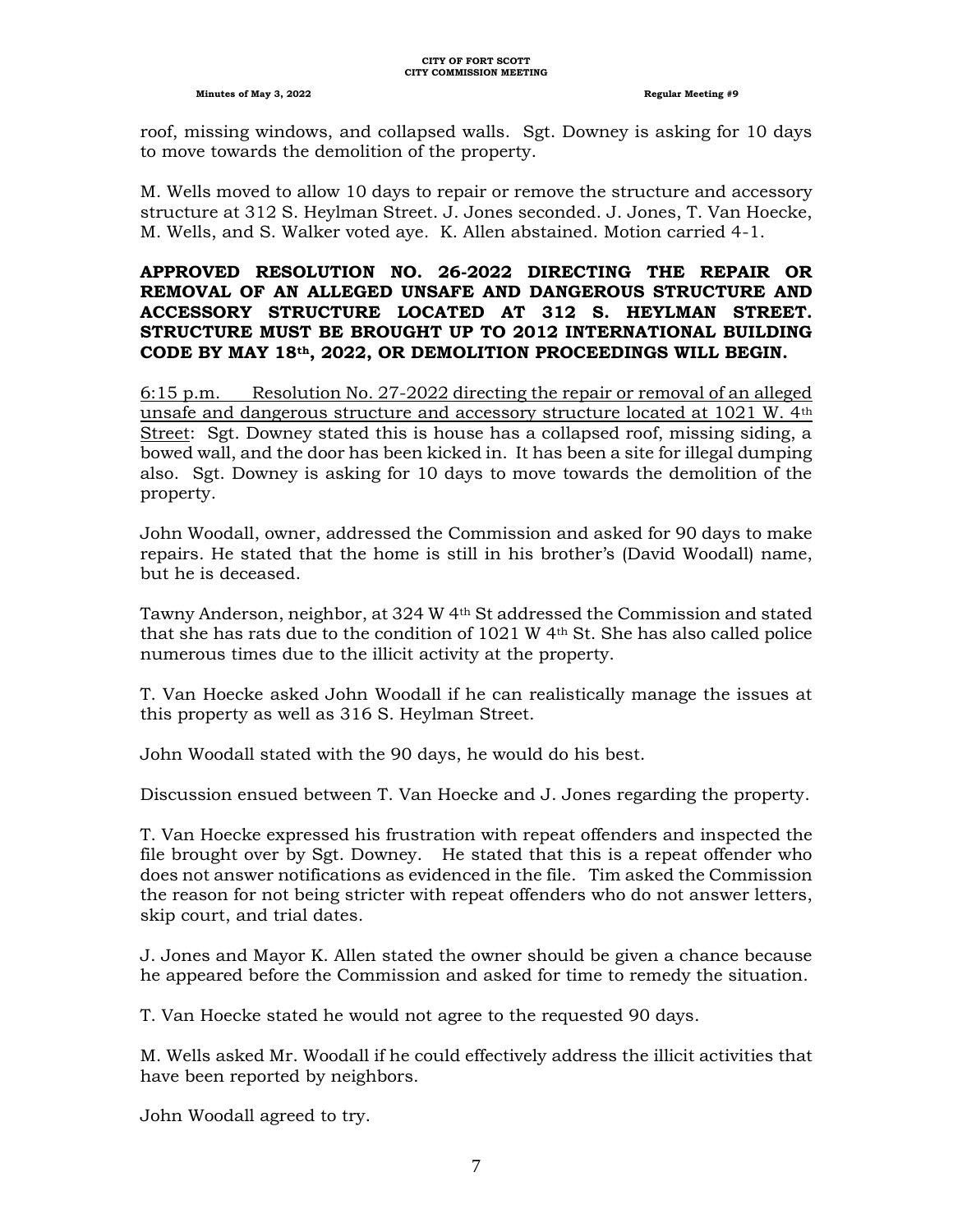roof, missing windows, and collapsed walls. Sgt. Downey is asking for 10 days to move towards the demolition of the property.

M. Wells moved to allow 10 days to repair or remove the structure and accessory structure at 312 S. Heylman Street. J. Jones seconded. J. Jones, T. Van Hoecke, M. Wells, and S. Walker voted aye. K. Allen abstained. Motion carried 4-1.

**APPROVED RESOLUTION NO. 26-2022 DIRECTING THE REPAIR OR REMOVAL OF AN ALLEGED UNSAFE AND DANGEROUS STRUCTURE AND ACCESSORY STRUCTURE LOCATED AT 312 S. HEYLMAN STREET. STRUCTURE MUST BE BROUGHT UP TO 2012 INTERNATIONAL BUILDING CODE BY MAY 18th, 2022, OR DEMOLITION PROCEEDINGS WILL BEGIN.**

<u>6:15 p.m. Resolution No. 27-2022 directing the repair or removal of an alleged unsafe and dangerous structure and accessory structure located at 1021 W. 4th Street</u>: Sgt. Downey stated this is house has a collapsed roof, missing siding, a bowed wall, and the door has been kicked in. It has been a site for illegal dumping also. Sgt. Downey is asking for 10 days to move towards the demolition of the property.

John Woodall, owner, addressed the Commission and asked for 90 days to make repairs. He stated that the home is still in his brother's (David Woodall) name, but he is deceased.

Tawny Anderson, neighbor, at 324 W 4th St addressed the Commission and stated that she has rats due to the condition of 1021 W 4th St. She has also called police numerous times due to the illicit activity at the property.

T. Van Hoecke asked John Woodall if he can realistically manage the issues at this property as well as 316 S. Heylman Street.

John Woodall stated with the 90 days, he would do his best.

Discussion ensued between T. Van Hoecke and J. Jones regarding the property.

T. Van Hoecke expressed his frustration with repeat offenders and inspected the file brought over by Sgt. Downey. He stated that this is a repeat offender who does not answer notifications as evidenced in the file. Tim asked the Commission the reason for not being stricter with repeat offenders who do not answer letters, skip court, and trial dates.

J. Jones and Mayor K. Allen stated the owner should be given a chance because he appeared before the Commission and asked for time to remedy the situation.

T. Van Hoecke stated he would not agree to the requested 90 days.

M. Wells asked Mr. Woodall if he could effectively address the illicit activities that have been reported by neighbors.

John Woodall agreed to try.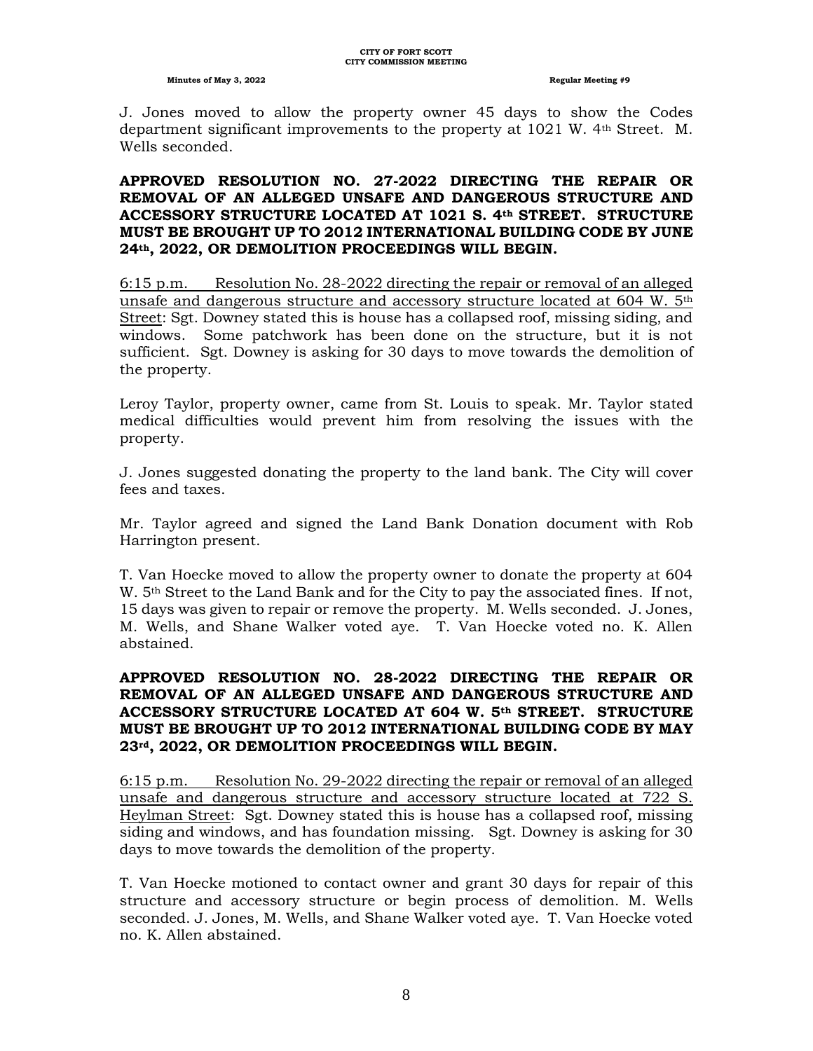J. Jones moved to allow the property owner 45 days to show the Codes department significant improvements to the property at 1021 W. 4th Street. M. Wells seconded.

**APPROVED RESOLUTION NO. 27-2022 DIRECTING THE REPAIR OR REMOVAL OF AN ALLEGED UNSAFE AND DANGEROUS STRUCTURE AND ACCESSORY STRUCTURE LOCATED AT 1021 S. 4th STREET. STRUCTURE MUST BE BROUGHT UP TO 2012 INTERNATIONAL BUILDING CODE BY JUNE 24th, 2022, OR DEMOLITION PROCEEDINGS WILL BEGIN.**

<u>6:15 p.m. Resolution No. 28-2022 directing the repair or removal of an alleged unsafe and dangerous structure and accessory structure located at 604 W. 5th Street</u>: Sgt. Downey stated this is house has a collapsed roof, missing siding, and windows. Some patchwork has been done on the structure, but it is not sufficient. Sgt. Downey is asking for 30 days to move towards the demolition of the property.

Leroy Taylor, property owner, came from St. Louis to speak. Mr. Taylor stated medical difficulties would prevent him from resolving the issues with the property.

J. Jones suggested donating the property to the land bank. The City will cover fees and taxes.

Mr. Taylor agreed and signed the Land Bank Donation document with Rob Harrington present.

T. Van Hoecke moved to allow the property owner to donate the property at 604 W. 5th Street to the Land Bank and for the City to pay the associated fines. If not, 15 days was given to repair or remove the property. M. Wells seconded. J. Jones, M. Wells, and Shane Walker voted aye. T. Van Hoecke voted no. K. Allen abstained.

**APPROVED RESOLUTION NO. 28-2022 DIRECTING THE REPAIR OR REMOVAL OF AN ALLEGED UNSAFE AND DANGEROUS STRUCTURE AND ACCESSORY STRUCTURE LOCATED AT 604 W. 5th STREET. STRUCTURE MUST BE BROUGHT UP TO 2012 INTERNATIONAL BUILDING CODE BY MAY 23rd, 2022, OR DEMOLITION PROCEEDINGS WILL BEGIN.**

<u>6:15 p.m. Resolution No. 29-2022 directing the repair or removal of an alleged unsafe and dangerous structure and accessory structure located at 722 S. Heylman Street</u>: Sgt. Downey stated this is house has a collapsed roof, missing siding and windows, and has foundation missing. Sgt. Downey is asking for 30 days to move towards the demolition of the property.

T. Van Hoecke motioned to contact owner and grant 30 days for repair of this structure and accessory structure or begin process of demolition. M. Wells seconded. J. Jones, M. Wells, and Shane Walker voted aye. T. Van Hoecke voted no. K. Allen abstained.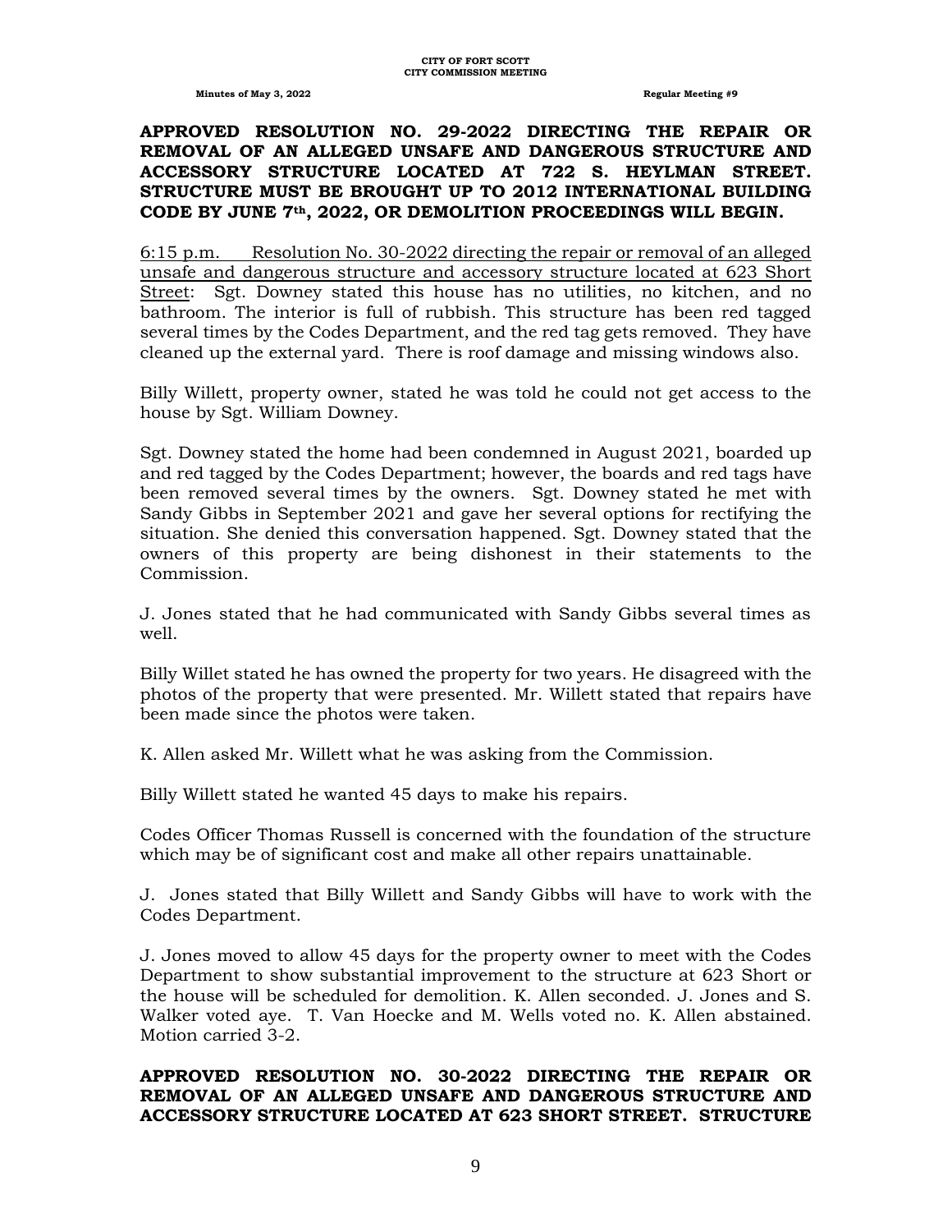**APPROVED RESOLUTION NO. 29-2022 DIRECTING THE REPAIR OR REMOVAL OF AN ALLEGED UNSAFE AND DANGEROUS STRUCTURE AND ACCESSORY STRUCTURE LOCATED AT 722 S. HEYLMAN STREET. STRUCTURE MUST BE BROUGHT UP TO 2012 INTERNATIONAL BUILDING CODE BY JUNE 7th, 2022, OR DEMOLITION PROCEEDINGS WILL BEGIN.**

6:15 p.m. Resolution No. 30-2022 directing the repair or removal of an alleged unsafe and dangerous structure and accessory structure located at 623 Short Street: Sgt. Downey stated this house has no utilities, no kitchen, and no bathroom. The interior is full of rubbish. This structure has been red tagged several times by the Codes Department, and the red tag gets removed. They have cleaned up the external yard. There is roof damage and missing windows also.

Billy Willett, property owner, stated he was told he could not get access to the house by Sgt. William Downey.

Sgt. Downey stated the home had been condemned in August 2021, boarded up and red tagged by the Codes Department; however, the boards and red tags have been removed several times by the owners. Sgt. Downey stated he met with Sandy Gibbs in September 2021 and gave her several options for rectifying the situation. She denied this conversation happened. Sgt. Downey stated that the owners of this property are being dishonest in their statements to the Commission.

J. Jones stated that he had communicated with Sandy Gibbs several times as well.

Billy Willet stated he has owned the property for two years. He disagreed with the photos of the property that were presented. Mr. Willett stated that repairs have been made since the photos were taken.

K. Allen asked Mr. Willett what he was asking from the Commission.

Billy Willett stated he wanted 45 days to make his repairs.

Codes Officer Thomas Russell is concerned with the foundation of the structure which may be of significant cost and make all other repairs unattainable.

J. Jones stated that Billy Willett and Sandy Gibbs will have to work with the Codes Department.

J. Jones moved to allow 45 days for the property owner to meet with the Codes Department to show substantial improvement to the structure at 623 Short or the house will be scheduled for demolition. K. Allen seconded. J. Jones and S. Walker voted aye. T. Van Hoecke and M. Wells voted no. K. Allen abstained. Motion carried 3-2.

**APPROVED RESOLUTION NO. 30-2022 DIRECTING THE REPAIR OR REMOVAL OF AN ALLEGED UNSAFE AND DANGEROUS STRUCTURE AND ACCESSORY STRUCTURE LOCATED AT 623 SHORT STREET. STRUCTURE**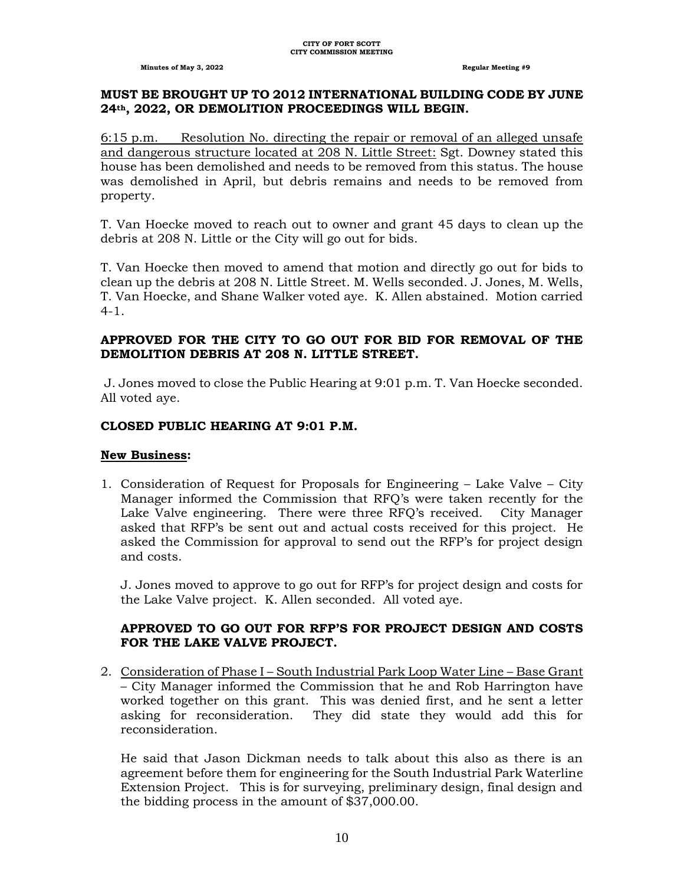**MUST BE BROUGHT UP TO 2012 INTERNATIONAL BUILDING CODE BY JUNE 24th, 2022, OR DEMOLITION PROCEEDINGS WILL BEGIN.**

6:15 p.m. Resolution No. directing the repair or removal of an alleged unsafe and dangerous structure located at 208 N. Little Street: Sgt. Downey stated this house has been demolished and needs to be removed from this status. The house was demolished in April, but debris remains and needs to be removed from property.

T. Van Hoecke moved to reach out to owner and grant 45 days to clean up the debris at 208 N. Little or the City will go out for bids.

T. Van Hoecke then moved to amend that motion and directly go out for bids to clean up the debris at 208 N. Little Street. M. Wells seconded. J. Jones, M. Wells, T. Van Hoecke, and Shane Walker voted aye. K. Allen abstained. Motion carried 4-1.

**APPROVED FOR THE CITY TO GO OUT FOR BID FOR REMOVAL OF THE DEMOLITION DEBRIS AT 208 N. LITTLE STREET.**

J. Jones moved to close the Public Hearing at 9:01 p.m. T. Van Hoecke seconded. All voted aye.

**CLOSED PUBLIC HEARING AT 9:01 P.M.**

**New Business:**

1. Consideration of Request for Proposals for Engineering – Lake Valve – City Manager informed the Commission that RFQ's were taken recently for the Lake Valve engineering. There were three RFQ's received. City Manager asked that RFP's be sent out and actual costs received for this project. He asked the Commission for approval to send out the RFP's for project design and costs.

   J. Jones moved to approve to go out for RFP's for project design and costs for the Lake Valve project. K. Allen seconded. All voted aye.

   **APPROVED TO GO OUT FOR RFP'S FOR PROJECT DESIGN AND COSTS FOR THE LAKE VALVE PROJECT.**

2. Consideration of Phase I – South Industrial Park Loop Water Line – Base Grant – City Manager informed the Commission that he and Rob Harrington have worked together on this grant. This was denied first, and he sent a letter asking for reconsideration. They did state they would add this for reconsideration.

   He said that Jason Dickman needs to talk about this also as there is an agreement before them for engineering for the South Industrial Park Waterline Extension Project. This is for surveying, preliminary design, final design and the bidding process in the amount of $37,000.00.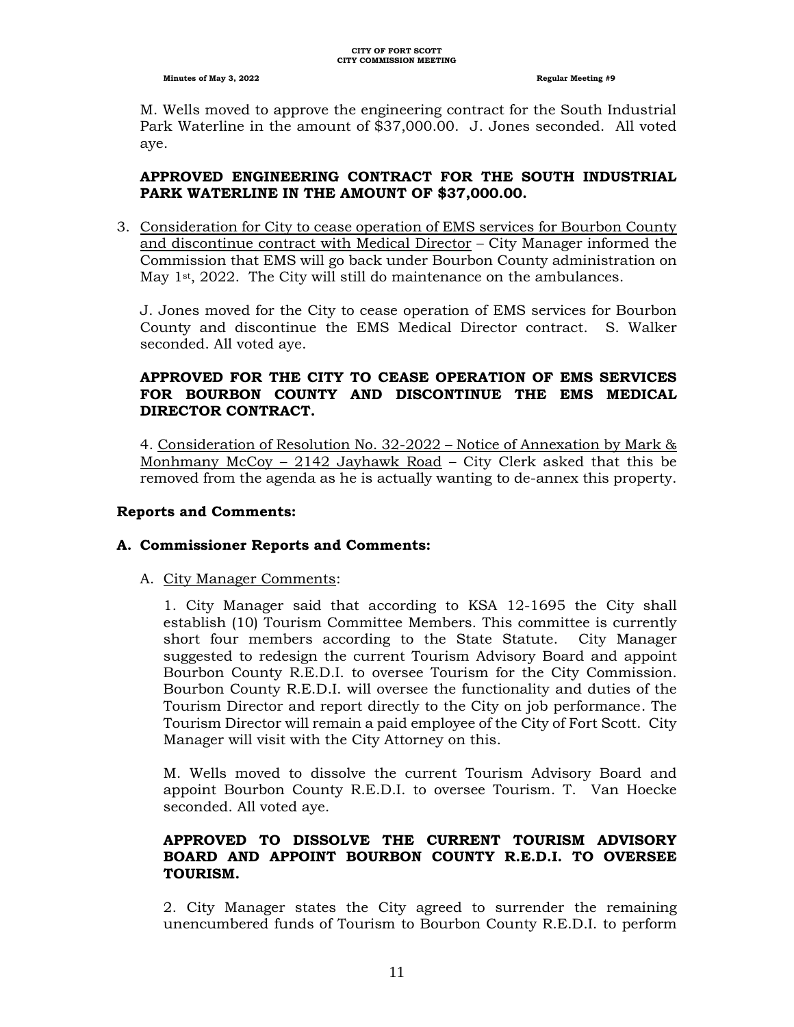M. Wells moved to approve the engineering contract for the South Industrial Park Waterline in the amount of $37,000.00. J. Jones seconded. All voted aye.

**APPROVED ENGINEERING CONTRACT FOR THE SOUTH INDUSTRIAL PARK WATERLINE IN THE AMOUNT OF $37,000.00.**

3. Consideration for City to cease operation of EMS services for Bourbon County and discontinue contract with Medical Director – City Manager informed the Commission that EMS will go back under Bourbon County administration on May 1st, 2022. The City will still do maintenance on the ambulances.

   J. Jones moved for the City to cease operation of EMS services for Bourbon County and discontinue the EMS Medical Director contract. S. Walker seconded. All voted aye.

   **APPROVED FOR THE CITY TO CEASE OPERATION OF EMS SERVICES FOR BOURBON COUNTY AND DISCONTINUE THE EMS MEDICAL DIRECTOR CONTRACT.**

4. Consideration of Resolution No. 32-2022 – Notice of Annexation by Mark & Monhmany McCoy – 2142 Jayhawk Road – City Clerk asked that this be removed from the agenda as he is actually wanting to de-annex this property.

**Reports and Comments:**

**A. Commissioner Reports and Comments:**

A. City Manager Comments:

1. City Manager said that according to KSA 12-1695 the City shall establish (10) Tourism Committee Members. This committee is currently short four members according to the State Statute. City Manager suggested to redesign the current Tourism Advisory Board and appoint Bourbon County R.E.D.I. to oversee Tourism for the City Commission. Bourbon County R.E.D.I. will oversee the functionality and duties of the Tourism Director and report directly to the City on job performance. The Tourism Director will remain a paid employee of the City of Fort Scott. City Manager will visit with the City Attorney on this.

   M. Wells moved to dissolve the current Tourism Advisory Board and appoint Bourbon County R.E.D.I. to oversee Tourism. T. Van Hoecke seconded. All voted aye.

   **APPROVED TO DISSOLVE THE CURRENT TOURISM ADVISORY BOARD AND APPOINT BOURBON COUNTY R.E.D.I. TO OVERSEE TOURISM.**

2. City Manager states the City agreed to surrender the remaining unencumbered funds of Tourism to Bourbon County R.E.D.I. to perform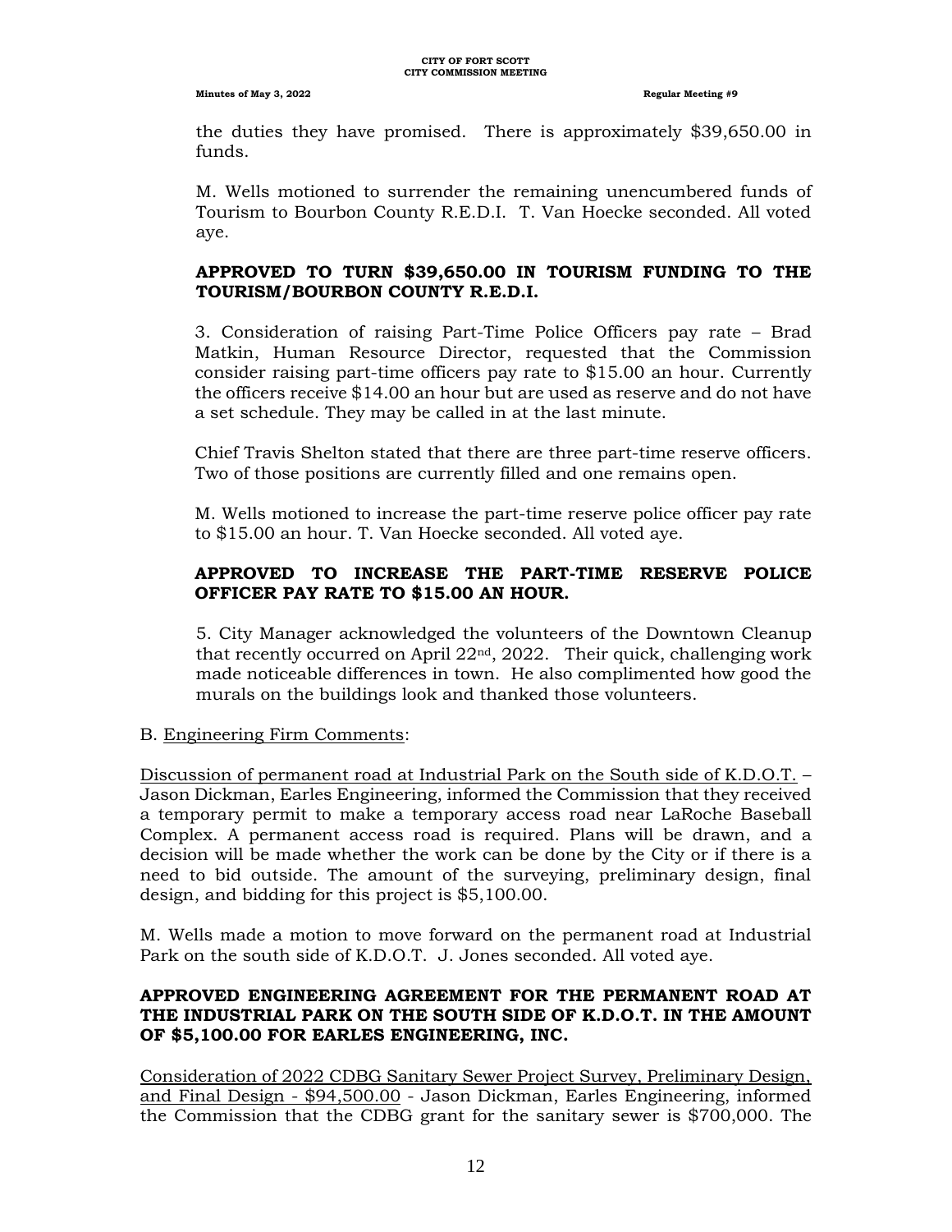the duties they have promised. There is approximately $39,650.00 in funds.

M. Wells motioned to surrender the remaining unencumbered funds of Tourism to Bourbon County R.E.D.I. T. Van Hoecke seconded. All voted aye.

**APPROVED TO TURN $39,650.00 IN TOURISM FUNDING TO THE TOURISM/BOURBON COUNTY R.E.D.I.**

3. Consideration of raising Part-Time Police Officers pay rate – Brad Matkin, Human Resource Director, requested that the Commission consider raising part-time officers pay rate to $15.00 an hour. Currently the officers receive $14.00 an hour but are used as reserve and do not have a set schedule. They may be called in at the last minute.

Chief Travis Shelton stated that there are three part-time reserve officers. Two of those positions are currently filled and one remains open.

M. Wells motioned to increase the part-time reserve police officer pay rate to $15.00 an hour. T. Van Hoecke seconded. All voted aye.

**APPROVED TO INCREASE THE PART-TIME RESERVE POLICE OFFICER PAY RATE TO $15.00 AN HOUR.**

5. City Manager acknowledged the volunteers of the Downtown Cleanup that recently occurred on April 22nd, 2022. Their quick, challenging work made noticeable differences in town. He also complimented how good the murals on the buildings look and thanked those volunteers.

B. Engineering Firm Comments:

Discussion of permanent road at Industrial Park on the South side of K.D.O.T. – Jason Dickman, Earles Engineering, informed the Commission that they received a temporary permit to make a temporary access road near LaRoche Baseball Complex. A permanent access road is required. Plans will be drawn, and a decision will be made whether the work can be done by the City or if there is a need to bid outside. The amount of the surveying, preliminary design, final design, and bidding for this project is $5,100.00.

M. Wells made a motion to move forward on the permanent road at Industrial Park on the south side of K.D.O.T. J. Jones seconded. All voted aye.

**APPROVED ENGINEERING AGREEMENT FOR THE PERMANENT ROAD AT THE INDUSTRIAL PARK ON THE SOUTH SIDE OF K.D.O.T. IN THE AMOUNT OF $5,100.00 FOR EARLES ENGINEERING, INC.**

Consideration of 2022 CDBG Sanitary Sewer Project Survey, Preliminary Design, and Final Design - $94,500.00 - Jason Dickman, Earles Engineering, informed the Commission that the CDBG grant for the sanitary sewer is $700,000. The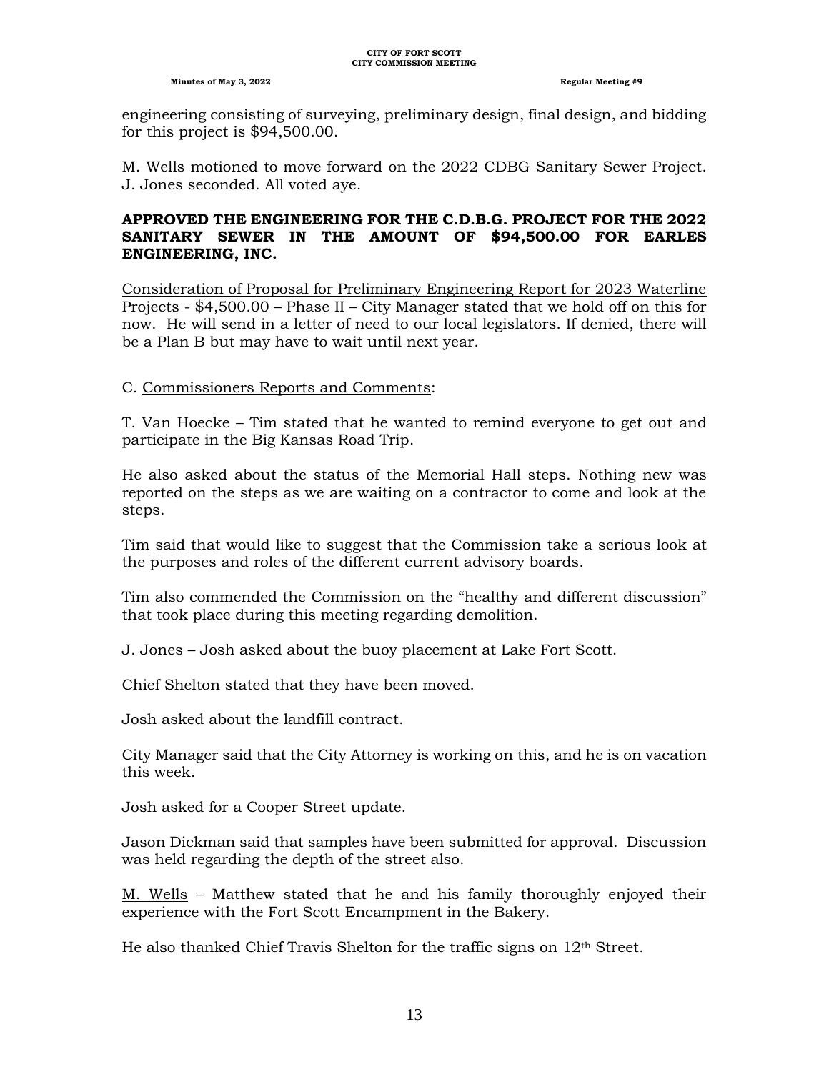engineering consisting of surveying, preliminary design, final design, and bidding for this project is $94,500.00.

M. Wells motioned to move forward on the 2022 CDBG Sanitary Sewer Project. J. Jones seconded. All voted aye.

**APPROVED THE ENGINEERING FOR THE C.D.B.G. PROJECT FOR THE 2022 SANITARY SEWER IN THE AMOUNT OF $94,500.00 FOR EARLES ENGINEERING, INC.**

Consideration of Proposal for Preliminary Engineering Report for 2023 Waterline Projects - $4,500.00 – Phase II – City Manager stated that we hold off on this for now. He will send in a letter of need to our local legislators. If denied, there will be a Plan B but may have to wait until next year.

C. Commissioners Reports and Comments:

T. Van Hoecke – Tim stated that he wanted to remind everyone to get out and participate in the Big Kansas Road Trip.

He also asked about the status of the Memorial Hall steps. Nothing new was reported on the steps as we are waiting on a contractor to come and look at the steps.

Tim said that would like to suggest that the Commission take a serious look at the purposes and roles of the different current advisory boards.

Tim also commended the Commission on the "healthy and different discussion" that took place during this meeting regarding demolition.

J. Jones – Josh asked about the buoy placement at Lake Fort Scott.

Chief Shelton stated that they have been moved.

Josh asked about the landfill contract.

City Manager said that the City Attorney is working on this, and he is on vacation this week.

Josh asked for a Cooper Street update.

Jason Dickman said that samples have been submitted for approval. Discussion was held regarding the depth of the street also.

M. Wells – Matthew stated that he and his family thoroughly enjoyed their experience with the Fort Scott Encampment in the Bakery.

He also thanked Chief Travis Shelton for the traffic signs on 12th Street.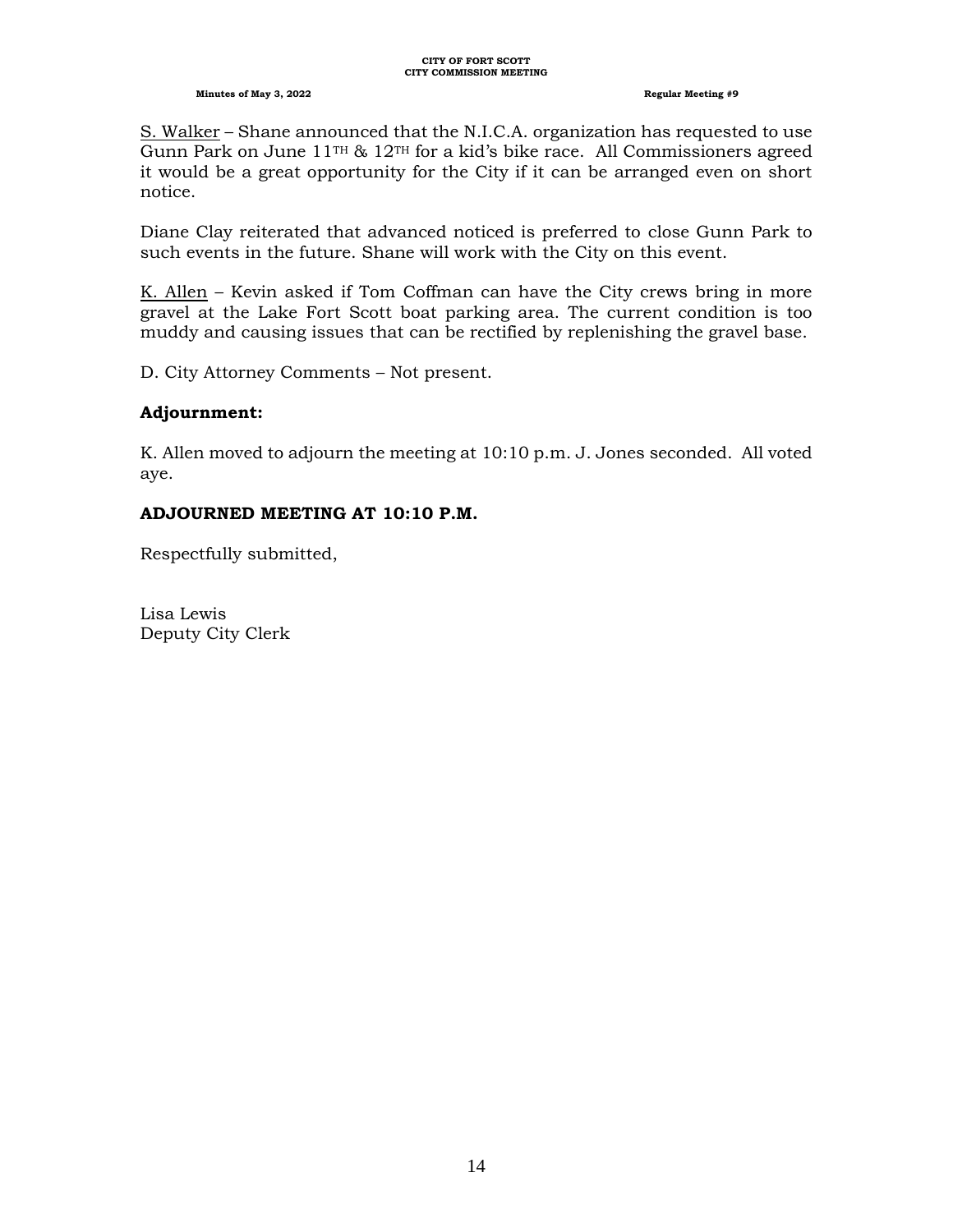S. Walker – Shane announced that the N.I.C.A. organization has requested to use Gunn Park on June 11TH & 12TH for a kid's bike race. All Commissioners agreed it would be a great opportunity for the City if it can be arranged even on short notice.

Diane Clay reiterated that advanced noticed is preferred to close Gunn Park to such events in the future. Shane will work with the City on this event.

K. Allen – Kevin asked if Tom Coffman can have the City crews bring in more gravel at the Lake Fort Scott boat parking area. The current condition is too muddy and causing issues that can be rectified by replenishing the gravel base.

D. City Attorney Comments – Not present.

### Adjournment:

K. Allen moved to adjourn the meeting at 10:10 p.m. J. Jones seconded. All voted aye.

**ADJOURNED MEETING AT 10:10 P.M.**

Respectfully submitted,

Lisa Lewis
Deputy City Clerk